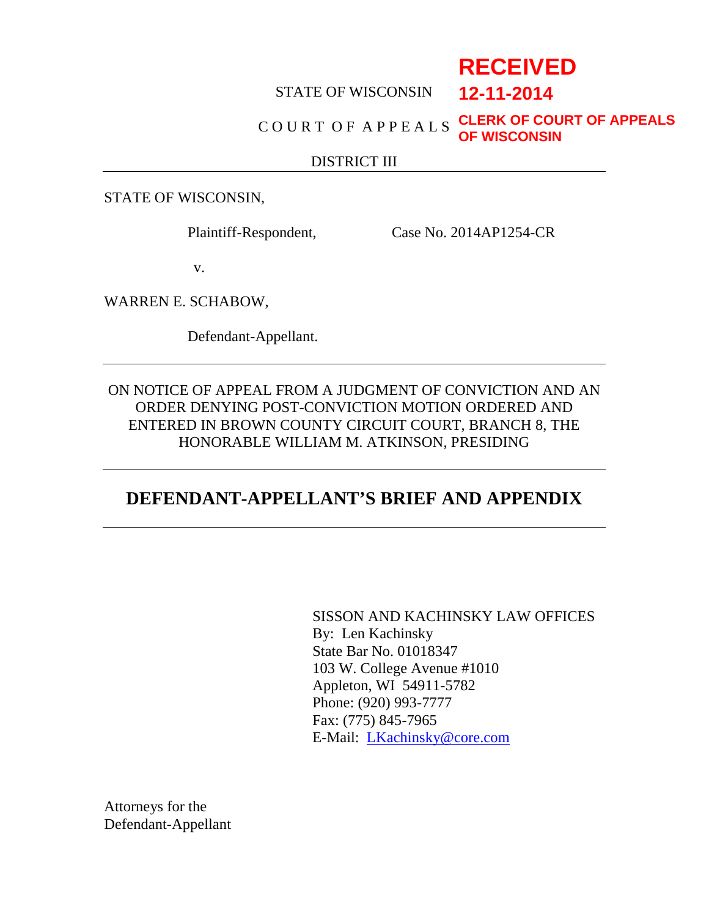**RECEIVED**
**12-11-2014**
**CLERK OF COURT OF APPEALS OF WISCONSIN**

STATE OF WISCONSIN

C O U R T O F A P P E A L S

DISTRICT III

---

STATE OF WISCONSIN,

Plaintiff-Respondent, Case No. 2014AP1254-CR

v.

WARREN E. SCHABOW,

Defendant-Appellant.

---

ON NOTICE OF APPEAL FROM A JUDGMENT OF CONVICTION AND AN ORDER DENYING POST-CONVICTION MOTION ORDERED AND ENTERED IN BROWN COUNTY CIRCUIT COURT, BRANCH 8, THE HONORABLE WILLIAM M. ATKINSON, PRESIDING

---

# DEFENDANT-APPELLANT'S BRIEF AND APPENDIX

---

SISSON AND KACHINSKY LAW OFFICES
By: Len Kachinsky
State Bar No. 01018347
103 W. College Avenue #1010
Appleton, WI 54911-5782
Phone: (920) 993-7777
Fax: (775) 845-7965
E-Mail: LKachinsky@core.com

Attorneys for the
Defendant-Appellant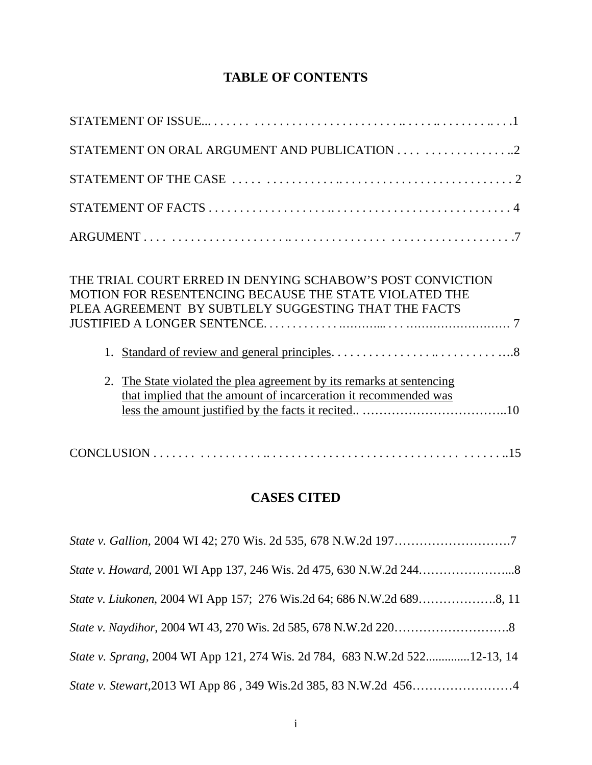# TABLE OF CONTENTS

STATEMENT OF ISSUE... . . . . . . . . . . . . . . . . . . . . . . . . . . . . . . .. . . . . .. . . . . . . . . . .. . . .1

STATEMENT ON ORAL ARGUMENT AND PUBLICATION . . . . . . . . . . . . . . . . . . ..2

STATEMENT OF THE CASE . . . . . . . . . . . . . . . .. . . . . . . . . . . . . . . . . . . . . . . . . . . . 2

STATEMENT OF FACTS . . . . . . . . . . . . . . . . . . . .. . . . . . . . . . . . . . . . . . . . . . . . . . . . 4

ARGUMENT . . . . . . . . . . . . . . . . . . . . . . . . .. . . . . . . . . . . . . . . . . . . . . . . . . . . . . . . . . . .7

THE TRIAL COURT ERRED IN DENYING SCHABOW'S POST CONVICTION MOTION FOR RESENTENCING BECAUSE THE STATE VIOLATED THE PLEA AGREEMENT BY SUBTLELY SUGGESTING THAT THE FACTS JUSTIFIED A LONGER SENTENCE. . . . . . . . . . . . . . ..……... . . . ..……….………… 7

1. Standard of review and general principles. . . . . . . . . . . . . . . . . .. . . . . . . . . . . . ….8

2. The State violated the plea agreement by its remarks at sentencing that implied that the amount of incarceration it recommended was less the amount justified by the facts it recited.. ……………………………..10

CONCLUSION . . . . . . . . . . . . . . . . . . . .. . . . . . . . . . . . . . . . . . . . . . . . . . . . . . . . . . ..15

# CASES CITED

*State v. Gallion*, 2004 WI 42; 270 Wis. 2d 535, 678 N.W.2d 197……………………….7

*State v. Howard*, 2001 WI App 137, 246 Wis. 2d 475, 630 N.W.2d 244…………………...8

*State v. Liukonen*, 2004 WI App 157; 276 Wis.2d 64; 686 N.W.2d 689……………….8, 11

*State v. Naydihor*, 2004 WI 43, 270 Wis. 2d 585, 678 N.W.2d 220……………………….8

*State v. Sprang*, 2004 WI App 121, 274 Wis. 2d 784, 683 N.W.2d 522.............12-13, 14

*State v. Stewart*,2013 WI App 86 , 349 Wis.2d 385, 83 N.W.2d 456……………………4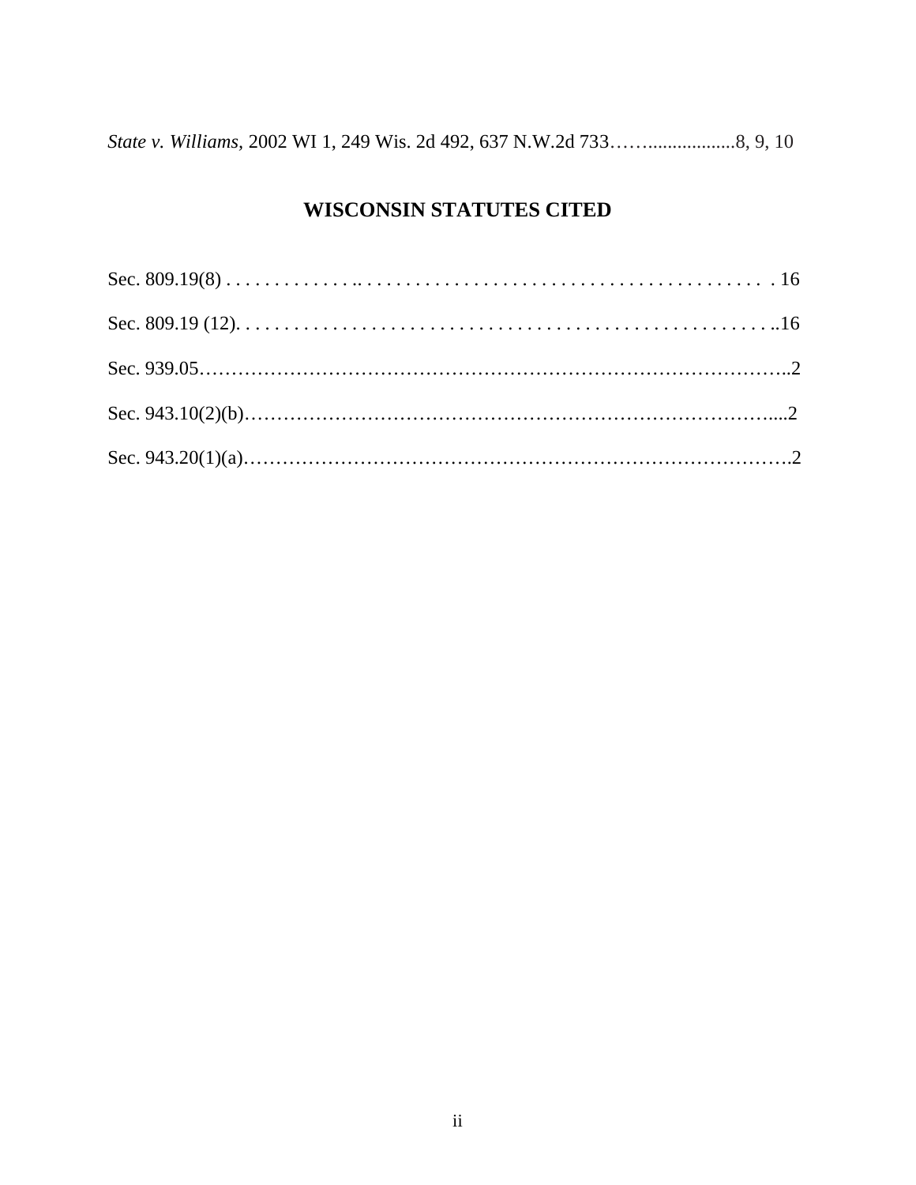*State v. Williams*, 2002 WI 1, 249 Wis. 2d 492, 637 N.W.2d 733……..................8, 9, 10

## WISCONSIN STATUTES CITED

Sec. 809.19(8) . . . . . . . . . . . . . . .. . . . . . . . . . . . . . . . . . . . . . . . . . . . . . . . . . . . . . . . . . . 16

Sec. 809.19 (12). . . . . . . . . . . . . . . . . . . . . . . . . . . . . . . . . . . . . . . . . . . . . . . . . . . . . . . ..16

Sec. 939.05……………………………………………………………………………..2

Sec. 943.10(2)(b)………………………………………………………………….....2

Sec. 943.20(1)(a)…………………………………………………………………….2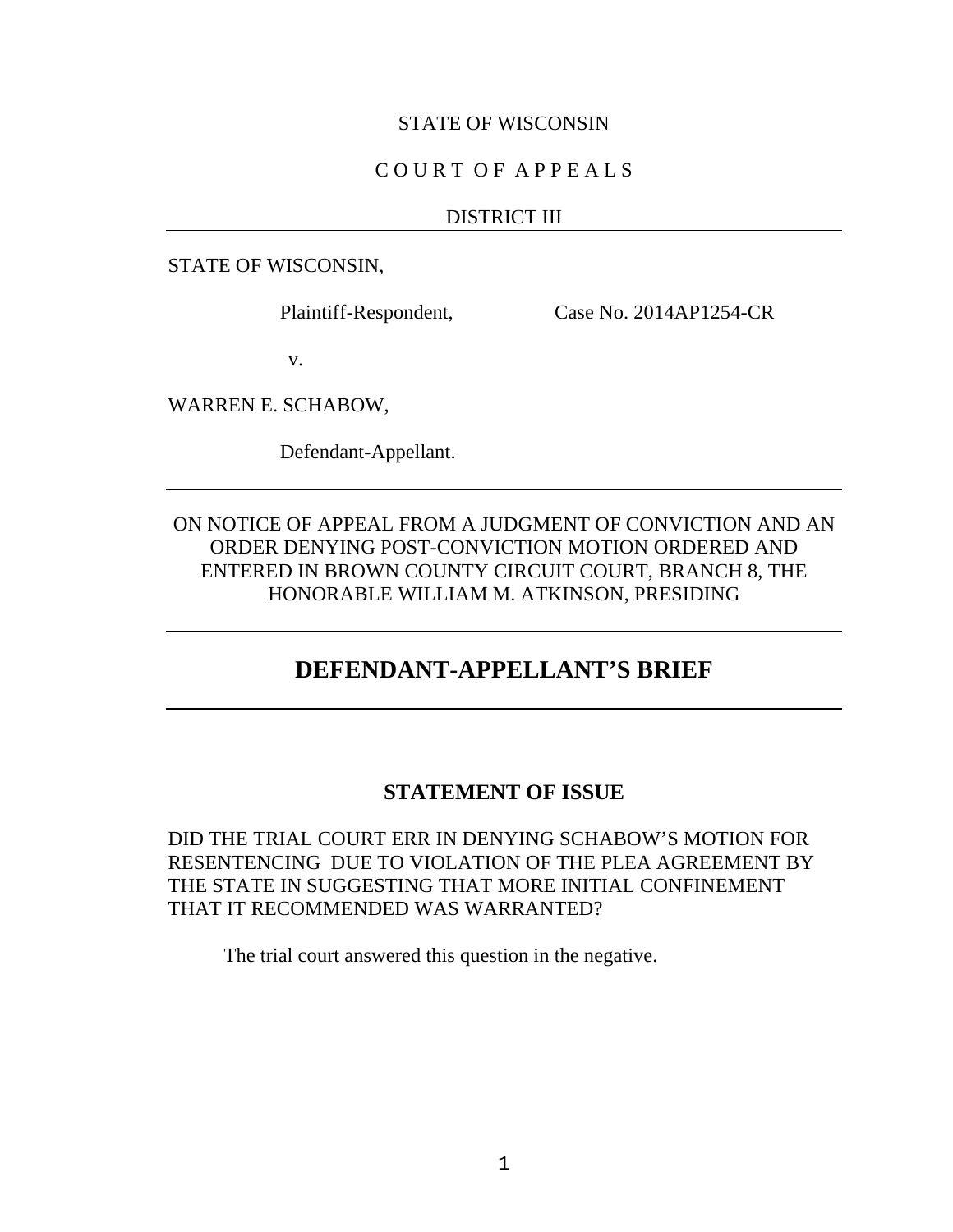STATE OF WISCONSIN

C O U R T O F A P P E A L S

DISTRICT III

---

STATE OF WISCONSIN,

Plaintiff-Respondent, Case No. 2014AP1254-CR

v.

WARREN E. SCHABOW,

Defendant-Appellant.

---

ON NOTICE OF APPEAL FROM A JUDGMENT OF CONVICTION AND AN ORDER DENYING POST-CONVICTION MOTION ORDERED AND ENTERED IN BROWN COUNTY CIRCUIT COURT, BRANCH 8, THE HONORABLE WILLIAM M. ATKINSON, PRESIDING

---

## DEFENDANT-APPELLANT'S BRIEF

---

### STATEMENT OF ISSUE

DID THE TRIAL COURT ERR IN DENYING SCHABOW'S MOTION FOR RESENTENCING DUE TO VIOLATION OF THE PLEA AGREEMENT BY THE STATE IN SUGGESTING THAT MORE INITIAL CONFINEMENT THAT IT RECOMMENDED WAS WARRANTED?

The trial court answered this question in the negative.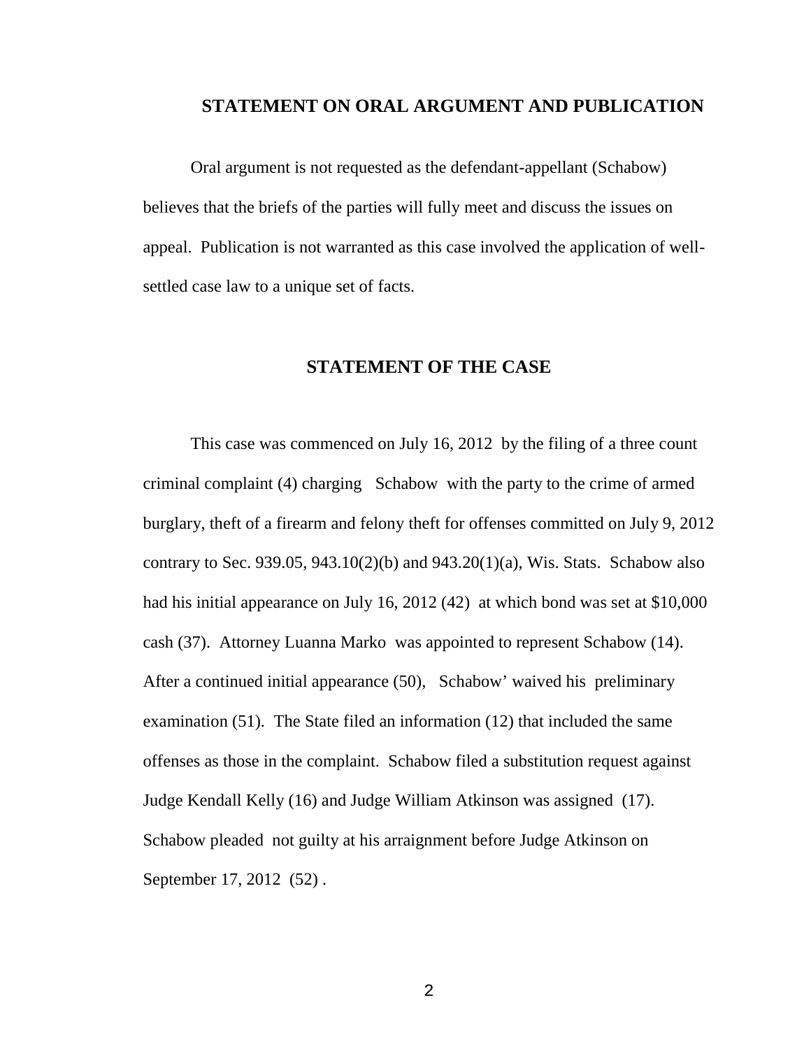## STATEMENT ON ORAL ARGUMENT AND PUBLICATION

Oral argument is not requested as the defendant-appellant (Schabow) believes that the briefs of the parties will fully meet and discuss the issues on appeal. Publication is not warranted as this case involved the application of well-settled case law to a unique set of facts.

## STATEMENT OF THE CASE

This case was commenced on July 16, 2012 by the filing of a three count criminal complaint (4) charging Schabow with the party to the crime of armed burglary, theft of a firearm and felony theft for offenses committed on July 9, 2012 contrary to Sec. 939.05, 943.10(2)(b) and 943.20(1)(a), Wis. Stats. Schabow also had his initial appearance on July 16, 2012 (42) at which bond was set at $10,000 cash (37). Attorney Luanna Marko was appointed to represent Schabow (14). After a continued initial appearance (50), Schabow' waived his preliminary examination (51). The State filed an information (12) that included the same offenses as those in the complaint. Schabow filed a substitution request against Judge Kendall Kelly (16) and Judge William Atkinson was assigned (17). Schabow pleaded not guilty at his arraignment before Judge Atkinson on September 17, 2012 (52) .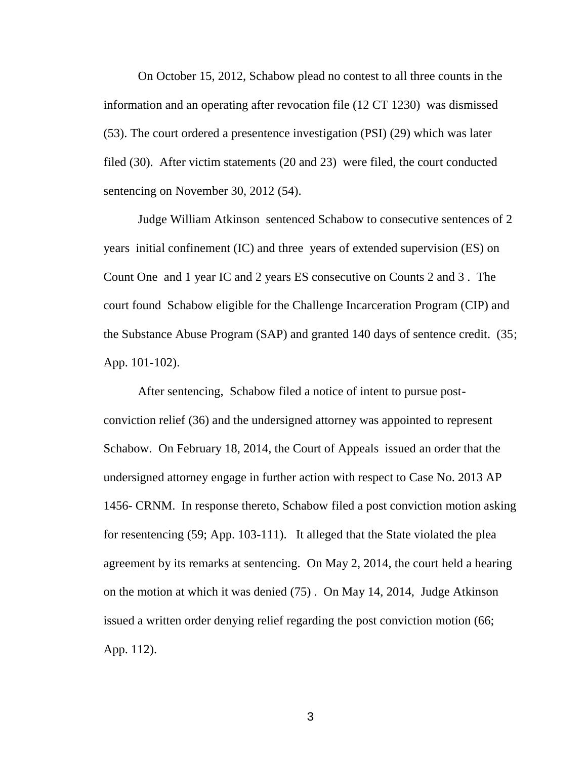On October 15, 2012, Schabow plead no contest to all three counts in the information and an operating after revocation file (12 CT 1230) was dismissed (53). The court ordered a presentence investigation (PSI) (29) which was later filed (30). After victim statements (20 and 23) were filed, the court conducted sentencing on November 30, 2012 (54).

Judge William Atkinson sentenced Schabow to consecutive sentences of 2 years initial confinement (IC) and three years of extended supervision (ES) on Count One and 1 year IC and 2 years ES consecutive on Counts 2 and 3 . The court found Schabow eligible for the Challenge Incarceration Program (CIP) and the Substance Abuse Program (SAP) and granted 140 days of sentence credit. (35; App. 101-102).

After sentencing, Schabow filed a notice of intent to pursue post-conviction relief (36) and the undersigned attorney was appointed to represent Schabow. On February 18, 2014, the Court of Appeals issued an order that the undersigned attorney engage in further action with respect to Case No. 2013 AP 1456- CRNM. In response thereto, Schabow filed a post conviction motion asking for resentencing (59; App. 103-111). It alleged that the State violated the plea agreement by its remarks at sentencing. On May 2, 2014, the court held a hearing on the motion at which it was denied (75) . On May 14, 2014, Judge Atkinson issued a written order denying relief regarding the post conviction motion (66; App. 112).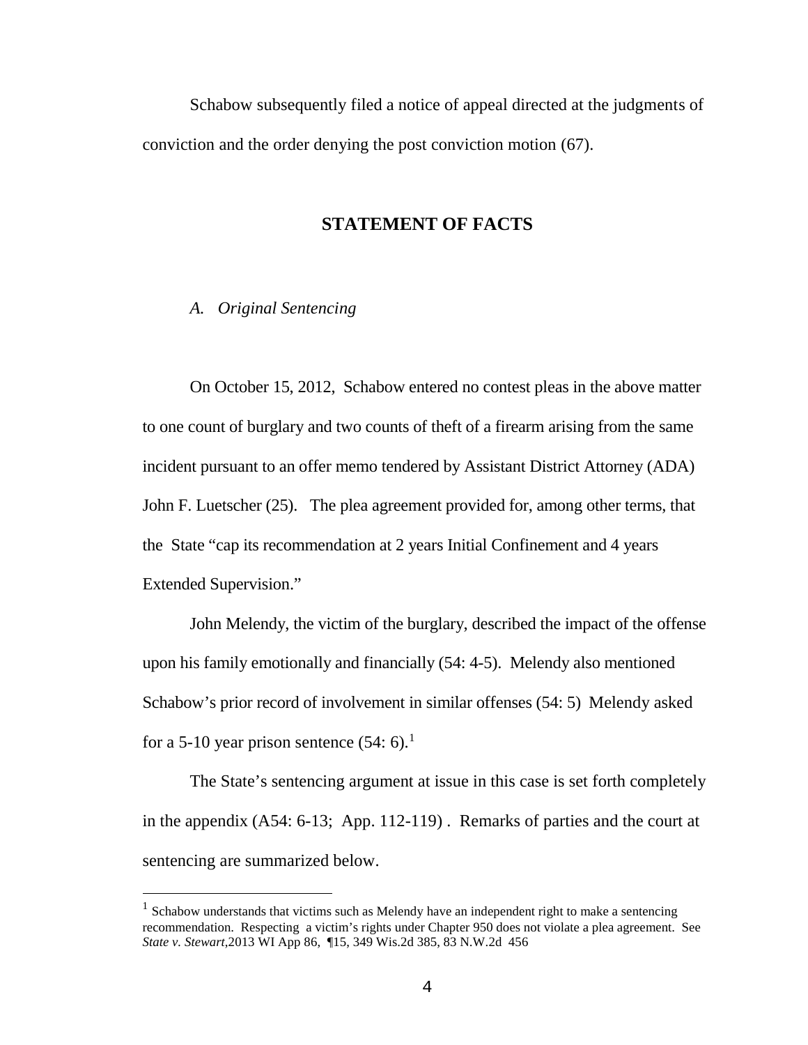Schabow subsequently filed a notice of appeal directed at the judgments of conviction and the order denying the post conviction motion (67).

## STATEMENT OF FACTS

### *A. Original Sentencing*

On October 15, 2012, Schabow entered no contest pleas in the above matter to one count of burglary and two counts of theft of a firearm arising from the same incident pursuant to an offer memo tendered by Assistant District Attorney (ADA) John F. Luetscher (25). The plea agreement provided for, among other terms, that the State "cap its recommendation at 2 years Initial Confinement and 4 years Extended Supervision."

John Melendy, the victim of the burglary, described the impact of the offense upon his family emotionally and financially (54: 4-5). Melendy also mentioned Schabow's prior record of involvement in similar offenses (54: 5) Melendy asked for a 5-10 year prison sentence (54: 6).[1]

The State's sentencing argument at issue in this case is set forth completely in the appendix (A54: 6-13; App. 112-119) . Remarks of parties and the court at sentencing are summarized below.

---

[1] Schabow understands that victims such as Melendy have an independent right to make a sentencing recommendation. Respecting a victim's rights under Chapter 950 does not violate a plea agreement. See *State v. Stewart*,2013 WI App 86, ¶15, 349 Wis.2d 385, 83 N.W.2d 456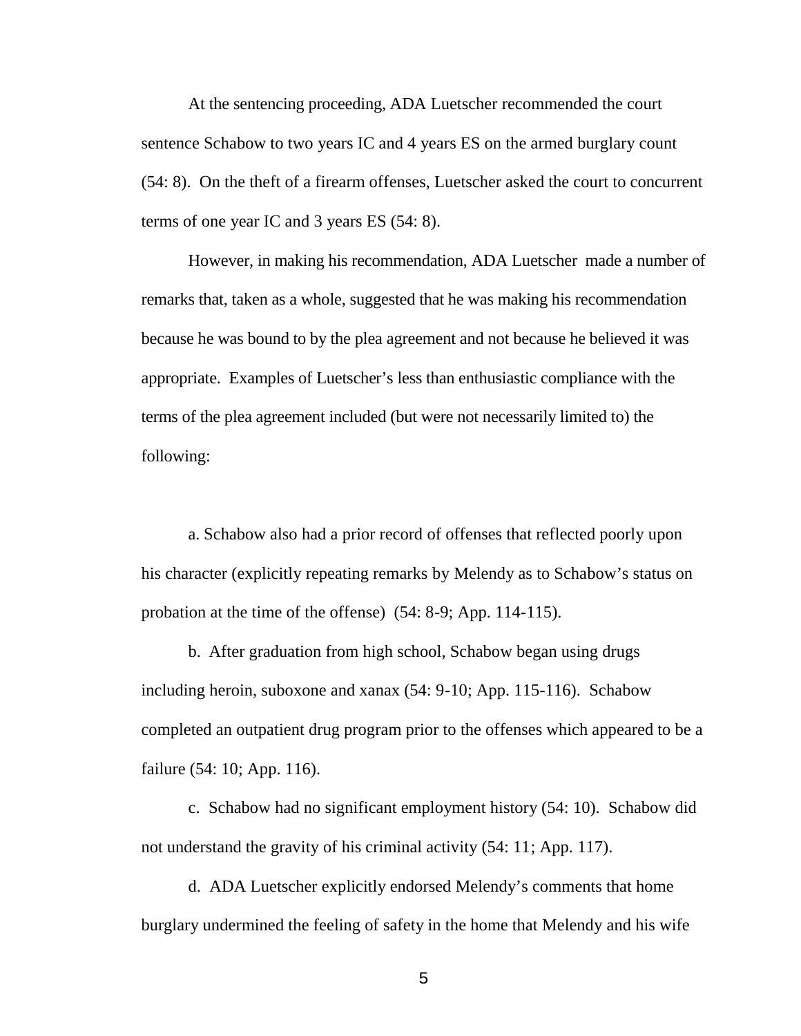At the sentencing proceeding, ADA Luetscher recommended the court sentence Schabow to two years IC and 4 years ES on the armed burglary count (54: 8). On the theft of a firearm offenses, Luetscher asked the court to concurrent terms of one year IC and 3 years ES (54: 8).

However, in making his recommendation, ADA Luetscher made a number of remarks that, taken as a whole, suggested that he was making his recommendation because he was bound to by the plea agreement and not because he believed it was appropriate. Examples of Luetscher's less than enthusiastic compliance with the terms of the plea agreement included (but were not necessarily limited to) the following:

a. Schabow also had a prior record of offenses that reflected poorly upon his character (explicitly repeating remarks by Melendy as to Schabow's status on probation at the time of the offense) (54: 8-9; App. 114-115).

b. After graduation from high school, Schabow began using drugs including heroin, suboxone and xanax (54: 9-10; App. 115-116). Schabow completed an outpatient drug program prior to the offenses which appeared to be a failure (54: 10; App. 116).

c. Schabow had no significant employment history (54: 10). Schabow did not understand the gravity of his criminal activity (54: 11; App. 117).

d. ADA Luetscher explicitly endorsed Melendy's comments that home burglary undermined the feeling of safety in the home that Melendy and his wife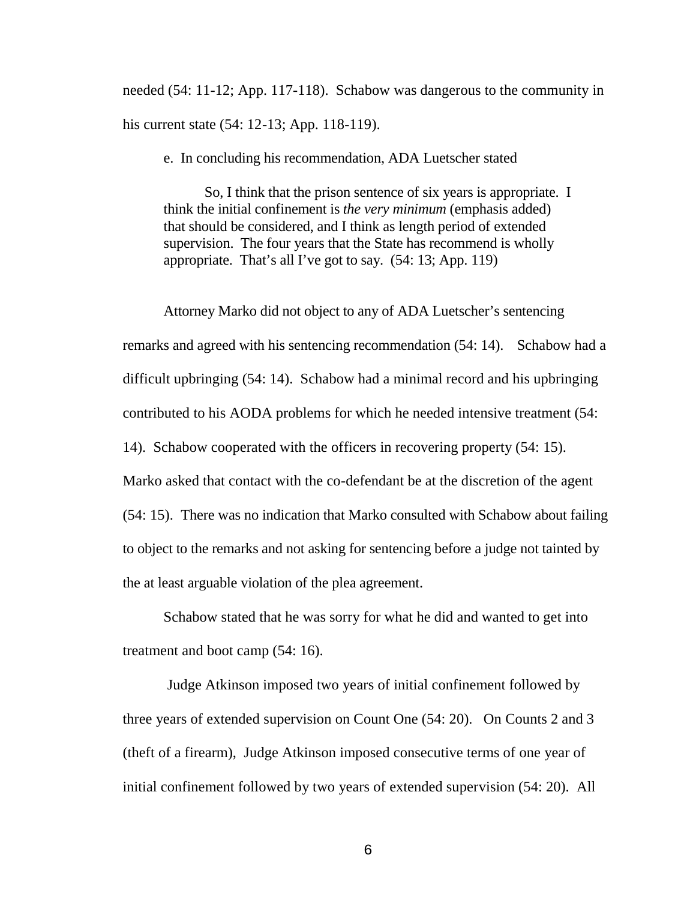needed (54: 11-12; App. 117-118). Schabow was dangerous to the community in his current state (54: 12-13; App. 118-119).

e. In concluding his recommendation, ADA Luetscher stated

> So, I think that the prison sentence of six years is appropriate. I think the initial confinement is *the very minimum* (emphasis added) that should be considered, and I think as length period of extended supervision. The four years that the State has recommend is wholly appropriate. That's all I've got to say. (54: 13; App. 119)

Attorney Marko did not object to any of ADA Luetscher's sentencing remarks and agreed with his sentencing recommendation (54: 14). Schabow had a difficult upbringing (54: 14). Schabow had a minimal record and his upbringing contributed to his AODA problems for which he needed intensive treatment (54: 14). Schabow cooperated with the officers in recovering property (54: 15). Marko asked that contact with the co-defendant be at the discretion of the agent (54: 15). There was no indication that Marko consulted with Schabow about failing to object to the remarks and not asking for sentencing before a judge not tainted by the at least arguable violation of the plea agreement.

Schabow stated that he was sorry for what he did and wanted to get into treatment and boot camp (54: 16).

Judge Atkinson imposed two years of initial confinement followed by three years of extended supervision on Count One (54: 20). On Counts 2 and 3 (theft of a firearm), Judge Atkinson imposed consecutive terms of one year of initial confinement followed by two years of extended supervision (54: 20). All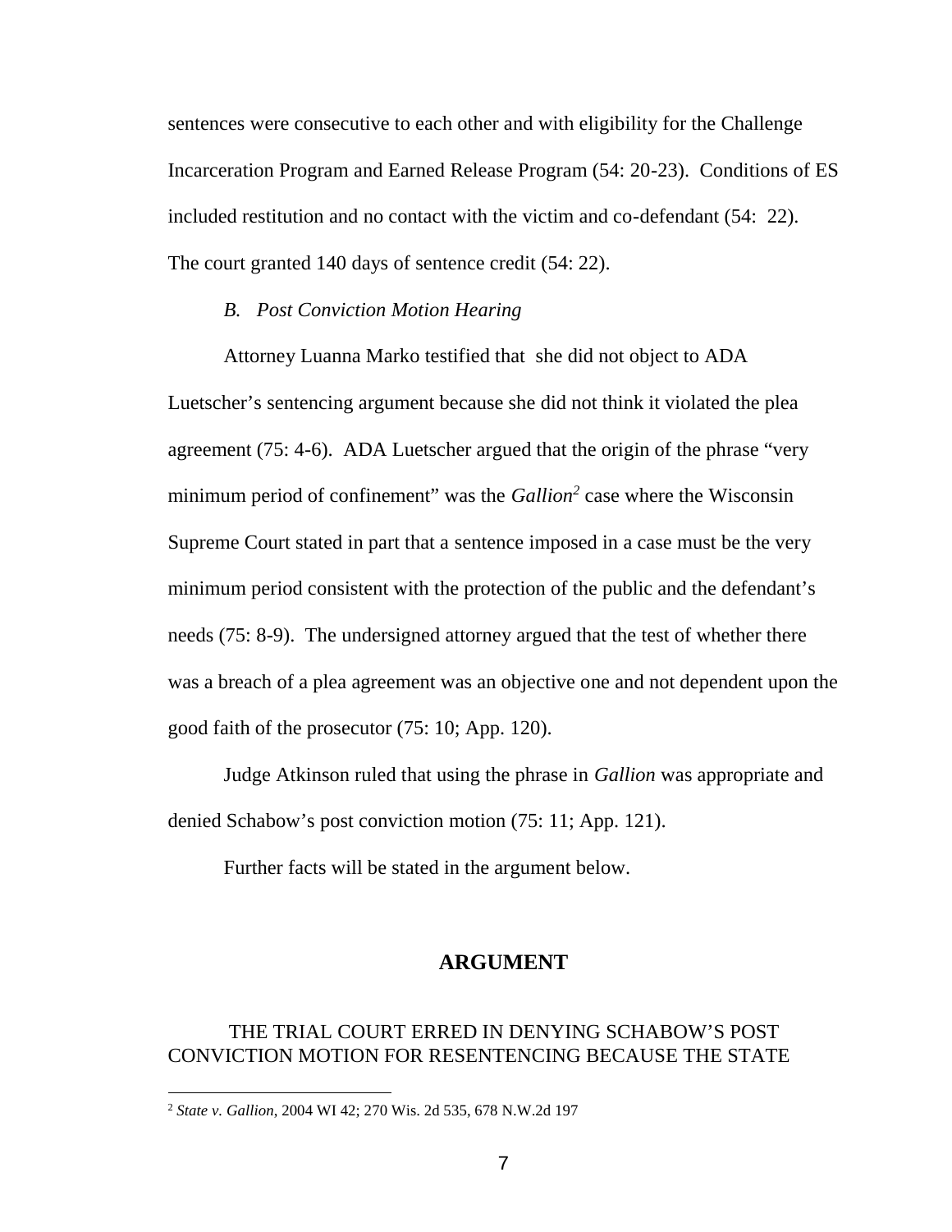sentences were consecutive to each other and with eligibility for the Challenge Incarceration Program and Earned Release Program (54: 20-23). Conditions of ES included restitution and no contact with the victim and co-defendant (54: 22). The court granted 140 days of sentence credit (54: 22).

*B. Post Conviction Motion Hearing*

Attorney Luanna Marko testified that she did not object to ADA Luetscher's sentencing argument because she did not think it violated the plea agreement (75: 4-6). ADA Luetscher argued that the origin of the phrase "very minimum period of confinement" was the *Gallion*[2] case where the Wisconsin Supreme Court stated in part that a sentence imposed in a case must be the very minimum period consistent with the protection of the public and the defendant's needs (75: 8-9). The undersigned attorney argued that the test of whether there was a breach of a plea agreement was an objective one and not dependent upon the good faith of the prosecutor (75: 10; App. 120).

Judge Atkinson ruled that using the phrase in *Gallion* was appropriate and denied Schabow's post conviction motion (75: 11; App. 121).

Further facts will be stated in the argument below.

## ARGUMENT

THE TRIAL COURT ERRED IN DENYING SCHABOW'S POST CONVICTION MOTION FOR RESENTENCING BECAUSE THE STATE

[2] *State v. Gallion*, 2004 WI 42; 270 Wis. 2d 535, 678 N.W.2d 197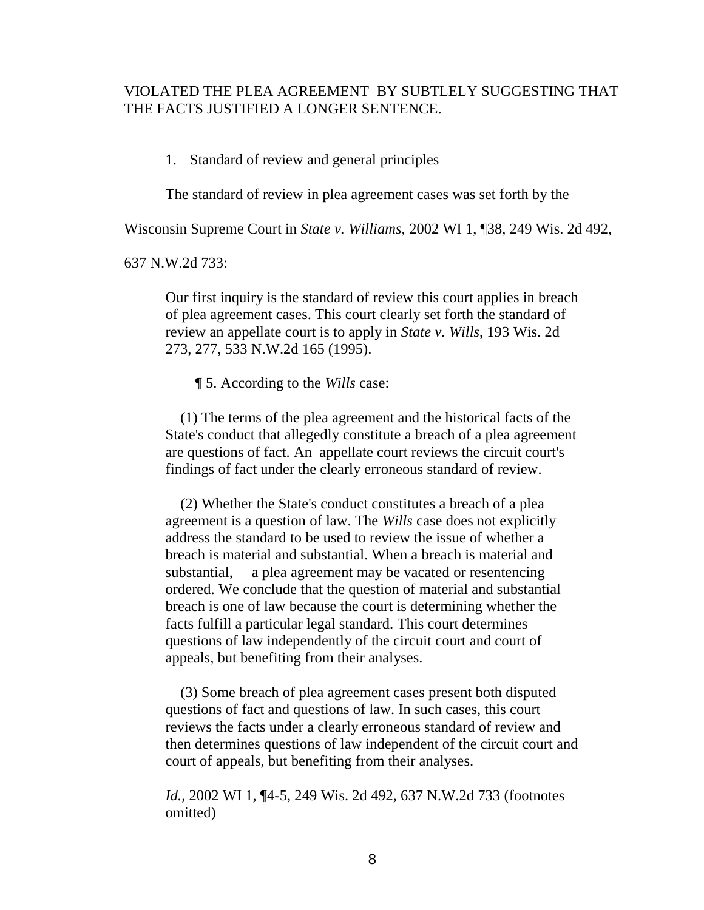VIOLATED THE PLEA AGREEMENT BY SUBTLELY SUGGESTING THAT THE FACTS JUSTIFIED A LONGER SENTENCE.

1. Standard of review and general principles

The standard of review in plea agreement cases was set forth by the Wisconsin Supreme Court in *State v. Williams,* 2002 WI 1, ¶38, 249 Wis. 2d 492, 637 N.W.2d 733:

> Our first inquiry is the standard of review this court applies in breach of plea agreement cases. This court clearly set forth the standard of review an appellate court is to apply in *State v. Wills*, 193 Wis. 2d 273, 277, 533 N.W.2d 165 (1995).
>
> ¶ 5. According to the *Wills* case:
>
> (1) The terms of the plea agreement and the historical facts of the State's conduct that allegedly constitute a breach of a plea agreement are questions of fact. An appellate court reviews the circuit court's findings of fact under the clearly erroneous standard of review.
>
> (2) Whether the State's conduct constitutes a breach of a plea agreement is a question of law. The *Wills* case does not explicitly address the standard to be used to review the issue of whether a breach is material and substantial. When a breach is material and substantial, a plea agreement may be vacated or resentencing ordered. We conclude that the question of material and substantial breach is one of law because the court is determining whether the facts fulfill a particular legal standard. This court determines questions of law independently of the circuit court and court of appeals, but benefiting from their analyses.
>
> (3) Some breach of plea agreement cases present both disputed questions of fact and questions of law. In such cases, this court reviews the facts under a clearly erroneous standard of review and then determines questions of law independent of the circuit court and court of appeals, but benefiting from their analyses.
>
> *Id.*, 2002 WI 1, ¶4-5, 249 Wis. 2d 492, 637 N.W.2d 733 (footnotes omitted)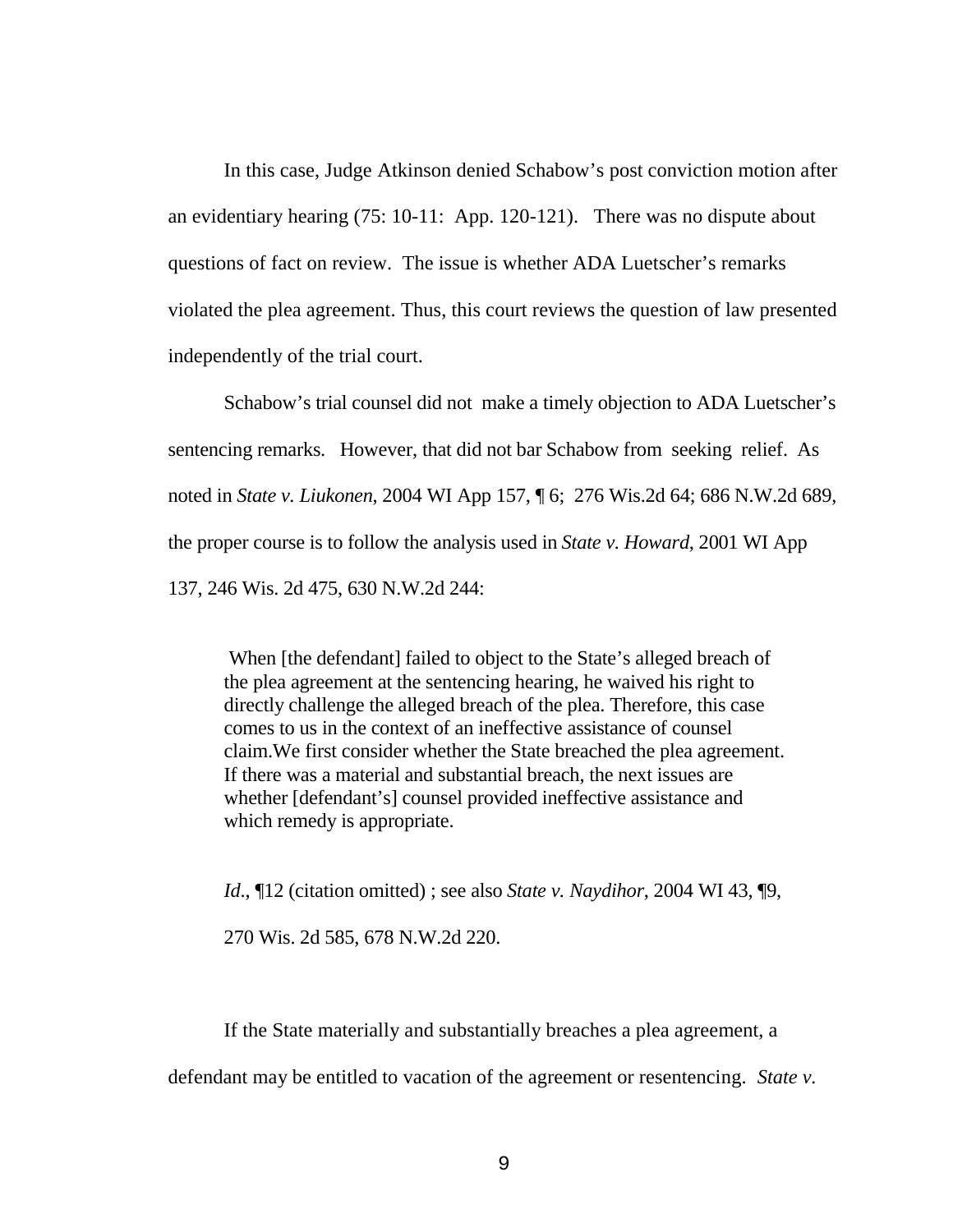In this case, Judge Atkinson denied Schabow's post conviction motion after an evidentiary hearing (75: 10-11: App. 120-121). There was no dispute about questions of fact on review. The issue is whether ADA Luetscher's remarks violated the plea agreement. Thus, this court reviews the question of law presented independently of the trial court.

Schabow's trial counsel did not make a timely objection to ADA Luetscher's sentencing remarks. However, that did not bar Schabow from seeking relief. As noted in *State v. Liukonen*, 2004 WI App 157, ¶ 6; 276 Wis.2d 64; 686 N.W.2d 689, the proper course is to follow the analysis used in *State v. Howard*, 2001 WI App 137, 246 Wis. 2d 475, 630 N.W.2d 244:

> When [the defendant] failed to object to the State's alleged breach of the plea agreement at the sentencing hearing, he waived his right to directly challenge the alleged breach of the plea. Therefore, this case comes to us in the context of an ineffective assistance of counsel claim.We first consider whether the State breached the plea agreement. If there was a material and substantial breach, the next issues are whether [defendant's] counsel provided ineffective assistance and which remedy is appropriate.
>
> *Id*., ¶12 (citation omitted) ; see also *State v. Naydihor*, 2004 WI 43, ¶9, 270 Wis. 2d 585, 678 N.W.2d 220.

If the State materially and substantially breaches a plea agreement, a defendant may be entitled to vacation of the agreement or resentencing. *State v.*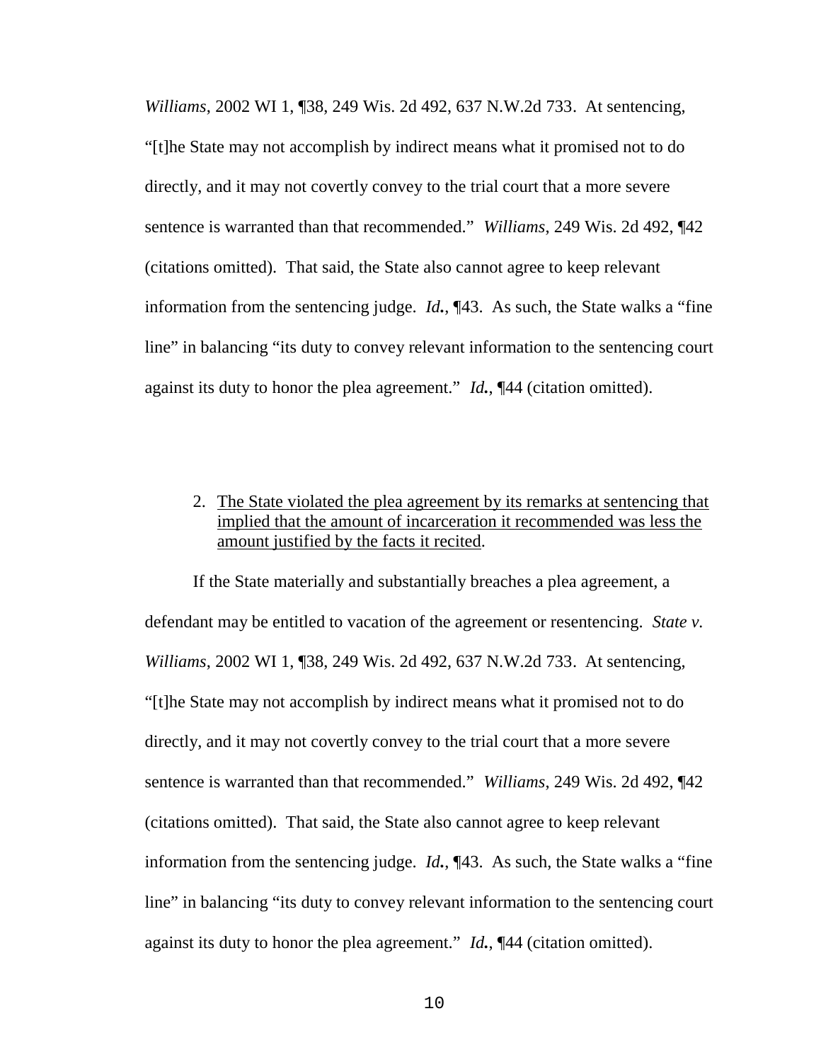*Williams*, 2002 WI 1, ¶38, 249 Wis. 2d 492, 637 N.W.2d 733. At sentencing, "[t]he State may not accomplish by indirect means what it promised not to do directly, and it may not covertly convey to the trial court that a more severe sentence is warranted than that recommended." *Williams*, 249 Wis. 2d 492, ¶42 (citations omitted). That said, the State also cannot agree to keep relevant information from the sentencing judge. *Id.*, ¶43. As such, the State walks a "fine line" in balancing "its duty to convey relevant information to the sentencing court against its duty to honor the plea agreement." *Id.*, ¶44 (citation omitted).

2. <u>The State violated the plea agreement by its remarks at sentencing that implied that the amount of incarceration it recommended was less the amount justified by the facts it recited</u>.

If the State materially and substantially breaches a plea agreement, a defendant may be entitled to vacation of the agreement or resentencing. *State v. Williams*, 2002 WI 1, ¶38, 249 Wis. 2d 492, 637 N.W.2d 733. At sentencing, "[t]he State may not accomplish by indirect means what it promised not to do directly, and it may not covertly convey to the trial court that a more severe sentence is warranted than that recommended." *Williams*, 249 Wis. 2d 492, ¶42 (citations omitted). That said, the State also cannot agree to keep relevant information from the sentencing judge. *Id.*, ¶43. As such, the State walks a "fine line" in balancing "its duty to convey relevant information to the sentencing court against its duty to honor the plea agreement." *Id.*, ¶44 (citation omitted).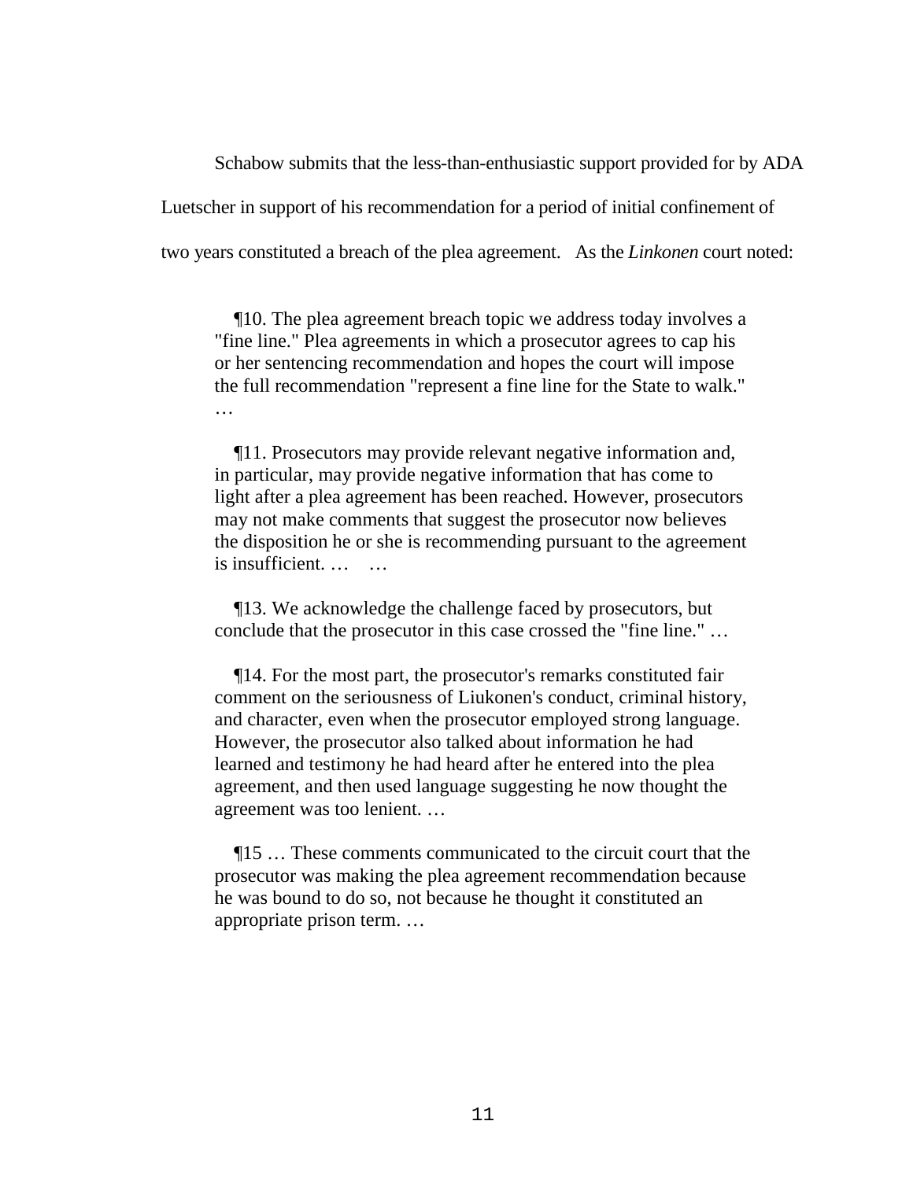Schabow submits that the less-than-enthusiastic support provided for by ADA Luetscher in support of his recommendation for a period of initial confinement of two years constituted a breach of the plea agreement. As the *Linkonen* court noted:

> ¶10. The plea agreement breach topic we address today involves a "fine line." Plea agreements in which a prosecutor agrees to cap his or her sentencing recommendation and hopes the court will impose the full recommendation "represent a fine line for the State to walk." …
>
> ¶11. Prosecutors may provide relevant negative information and, in particular, may provide negative information that has come to light after a plea agreement has been reached. However, prosecutors may not make comments that suggest the prosecutor now believes the disposition he or she is recommending pursuant to the agreement is insufficient. … …
>
> ¶13. We acknowledge the challenge faced by prosecutors, but conclude that the prosecutor in this case crossed the "fine line." …
>
> ¶14. For the most part, the prosecutor's remarks constituted fair comment on the seriousness of Liukonen's conduct, criminal history, and character, even when the prosecutor employed strong language. However, the prosecutor also talked about information he had learned and testimony he had heard after he entered into the plea agreement, and then used language suggesting he now thought the agreement was too lenient. …
>
> ¶15 … These comments communicated to the circuit court that the prosecutor was making the plea agreement recommendation because he was bound to do so, not because he thought it constituted an appropriate prison term. …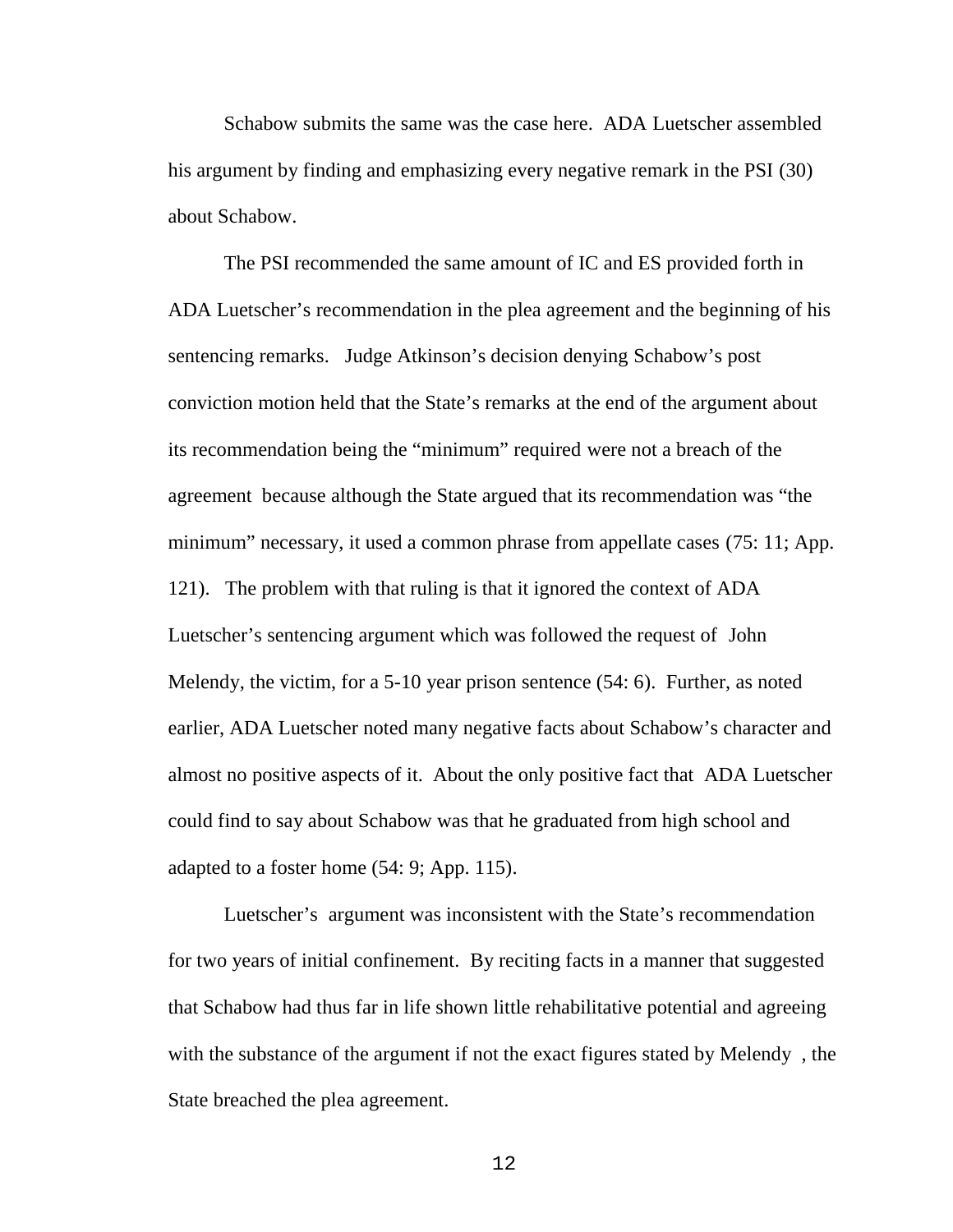Schabow submits the same was the case here. ADA Luetscher assembled his argument by finding and emphasizing every negative remark in the PSI (30) about Schabow.

The PSI recommended the same amount of IC and ES provided forth in ADA Luetscher's recommendation in the plea agreement and the beginning of his sentencing remarks. Judge Atkinson's decision denying Schabow's post conviction motion held that the State's remarks at the end of the argument about its recommendation being the "minimum" required were not a breach of the agreement because although the State argued that its recommendation was "the minimum" necessary, it used a common phrase from appellate cases (75: 11; App. 121). The problem with that ruling is that it ignored the context of ADA Luetscher's sentencing argument which was followed the request of John Melendy, the victim, for a 5-10 year prison sentence (54: 6). Further, as noted earlier, ADA Luetscher noted many negative facts about Schabow's character and almost no positive aspects of it. About the only positive fact that ADA Luetscher could find to say about Schabow was that he graduated from high school and adapted to a foster home (54: 9; App. 115).

Luetscher's argument was inconsistent with the State's recommendation for two years of initial confinement. By reciting facts in a manner that suggested that Schabow had thus far in life shown little rehabilitative potential and agreeing with the substance of the argument if not the exact figures stated by Melendy , the State breached the plea agreement.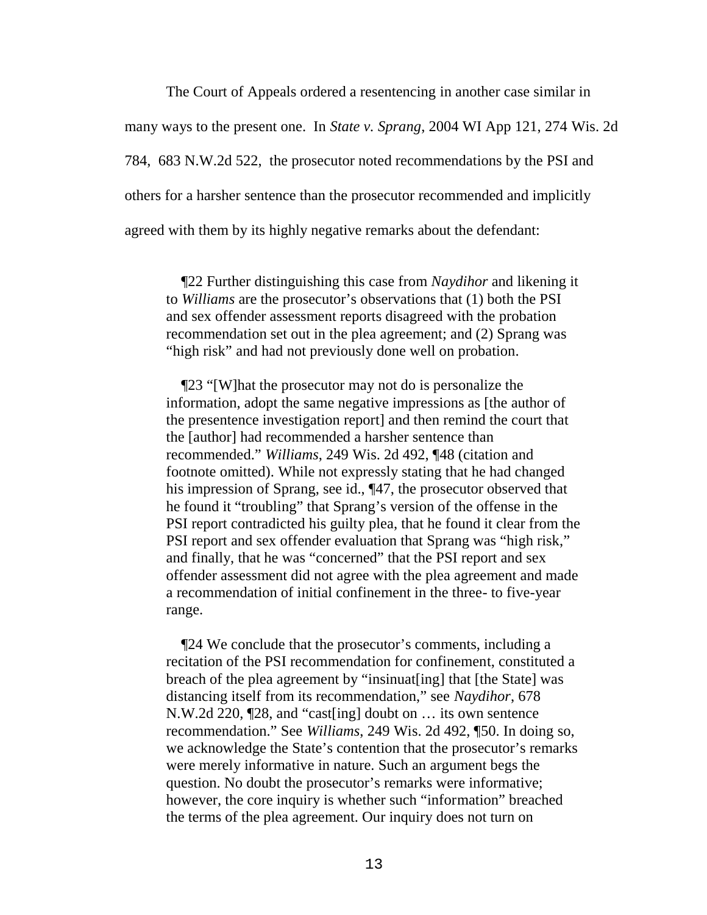The Court of Appeals ordered a resentencing in another case similar in many ways to the present one. In *State v. Sprang*, 2004 WI App 121, 274 Wis. 2d 784, 683 N.W.2d 522, the prosecutor noted recommendations by the PSI and others for a harsher sentence than the prosecutor recommended and implicitly agreed with them by its highly negative remarks about the defendant:

> ¶22 Further distinguishing this case from *Naydihor* and likening it to *Williams* are the prosecutor's observations that (1) both the PSI and sex offender assessment reports disagreed with the probation recommendation set out in the plea agreement; and (2) Sprang was "high risk" and had not previously done well on probation.
>
> ¶23 "[W]hat the prosecutor may not do is personalize the information, adopt the same negative impressions as [the author of the presentence investigation report] and then remind the court that the [author] had recommended a harsher sentence than recommended." *Williams*, 249 Wis. 2d 492, ¶48 (citation and footnote omitted). While not expressly stating that he had changed his impression of Sprang, see id., ¶47, the prosecutor observed that he found it "troubling" that Sprang's version of the offense in the PSI report contradicted his guilty plea, that he found it clear from the PSI report and sex offender evaluation that Sprang was "high risk," and finally, that he was "concerned" that the PSI report and sex offender assessment did not agree with the plea agreement and made a recommendation of initial confinement in the three- to five-year range.
>
> ¶24 We conclude that the prosecutor's comments, including a recitation of the PSI recommendation for confinement, constituted a breach of the plea agreement by "insinuat[ing] that [the State] was distancing itself from its recommendation," see *Naydihor*, 678 N.W.2d 220, ¶28, and "cast[ing] doubt on … its own sentence recommendation." See *Williams*, 249 Wis. 2d 492, ¶50. In doing so, we acknowledge the State's contention that the prosecutor's remarks were merely informative in nature. Such an argument begs the question. No doubt the prosecutor's remarks were informative; however, the core inquiry is whether such "information" breached the terms of the plea agreement. Our inquiry does not turn on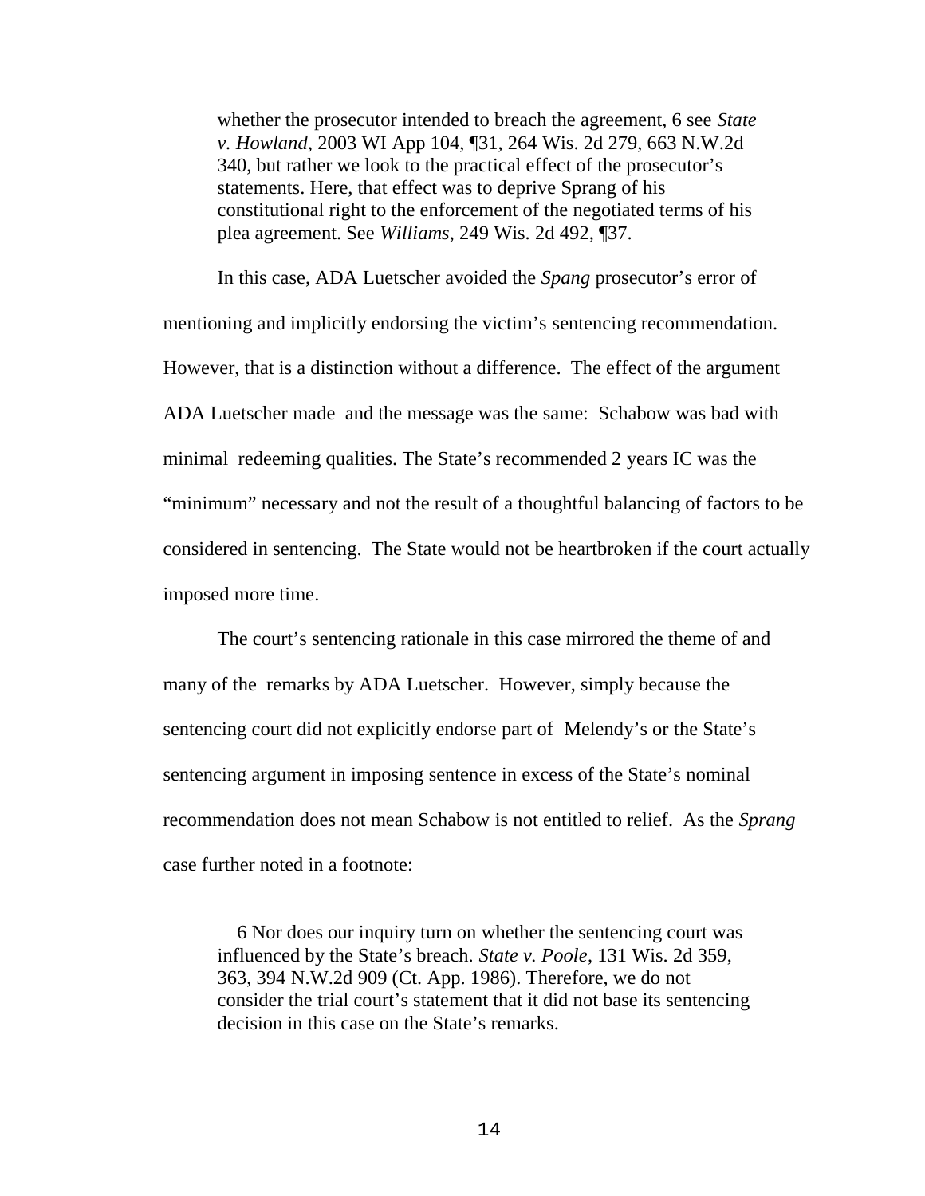> whether the prosecutor intended to breach the agreement, 6 see *State v. Howland*, 2003 WI App 104, ¶31, 264 Wis. 2d 279, 663 N.W.2d 340, but rather we look to the practical effect of the prosecutor's statements. Here, that effect was to deprive Sprang of his constitutional right to the enforcement of the negotiated terms of his plea agreement. See *Williams*, 249 Wis. 2d 492, ¶37.

In this case, ADA Luetscher avoided the *Spang* prosecutor's error of mentioning and implicitly endorsing the victim's sentencing recommendation. However, that is a distinction without a difference. The effect of the argument ADA Luetscher made and the message was the same: Schabow was bad with minimal redeeming qualities. The State's recommended 2 years IC was the "minimum" necessary and not the result of a thoughtful balancing of factors to be considered in sentencing. The State would not be heartbroken if the court actually imposed more time.

The court's sentencing rationale in this case mirrored the theme of and many of the remarks by ADA Luetscher. However, simply because the sentencing court did not explicitly endorse part of Melendy's or the State's sentencing argument in imposing sentence in excess of the State's nominal recommendation does not mean Schabow is not entitled to relief. As the *Sprang* case further noted in a footnote:

> 6 Nor does our inquiry turn on whether the sentencing court was influenced by the State's breach. *State v. Poole*, 131 Wis. 2d 359, 363, 394 N.W.2d 909 (Ct. App. 1986). Therefore, we do not consider the trial court's statement that it did not base its sentencing decision in this case on the State's remarks.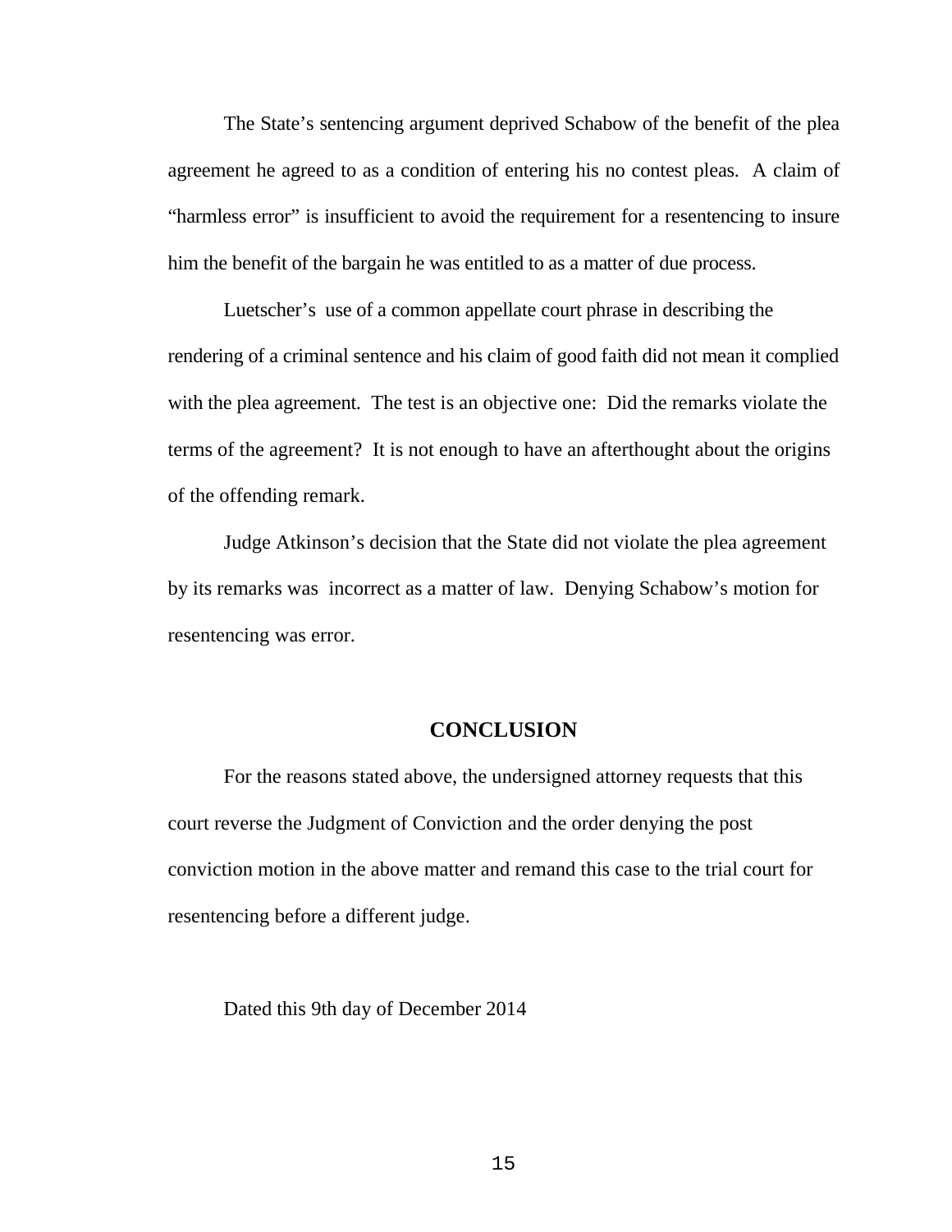The State's sentencing argument deprived Schabow of the benefit of the plea agreement he agreed to as a condition of entering his no contest pleas. A claim of "harmless error" is insufficient to avoid the requirement for a resentencing to insure him the benefit of the bargain he was entitled to as a matter of due process.

Luetscher's use of a common appellate court phrase in describing the rendering of a criminal sentence and his claim of good faith did not mean it complied with the plea agreement. The test is an objective one: Did the remarks violate the terms of the agreement? It is not enough to have an afterthought about the origins of the offending remark.

Judge Atkinson's decision that the State did not violate the plea agreement by its remarks was incorrect as a matter of law. Denying Schabow's motion for resentencing was error.

## CONCLUSION

For the reasons stated above, the undersigned attorney requests that this court reverse the Judgment of Conviction and the order denying the post conviction motion in the above matter and remand this case to the trial court for resentencing before a different judge.

Dated this 9th day of December 2014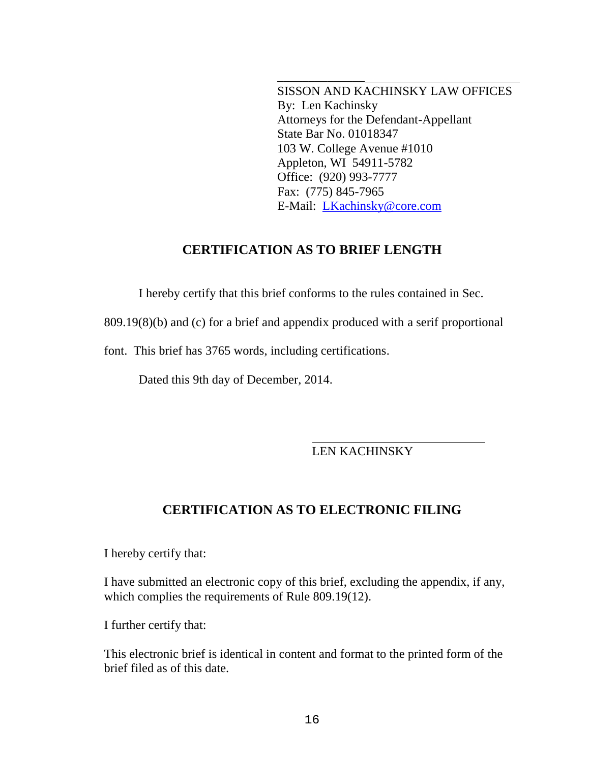SISSON AND KACHINSKY LAW OFFICES
By: Len Kachinsky
Attorneys for the Defendant-Appellant
State Bar No. 01018347
103 W. College Avenue #1010
Appleton, WI 54911-5782
Office: (920) 993-7777
Fax: (775) 845-7965
E-Mail: LKachinsky@core.com

## CERTIFICATION AS TO BRIEF LENGTH

I hereby certify that this brief conforms to the rules contained in Sec. 809.19(8)(b) and (c) for a brief and appendix produced with a serif proportional font. This brief has 3765 words, including certifications.

Dated this 9th day of December, 2014.

LEN KACHINSKY

## CERTIFICATION AS TO ELECTRONIC FILING

I hereby certify that:

I have submitted an electronic copy of this brief, excluding the appendix, if any, which complies the requirements of Rule 809.19(12).

I further certify that:

This electronic brief is identical in content and format to the printed form of the brief filed as of this date.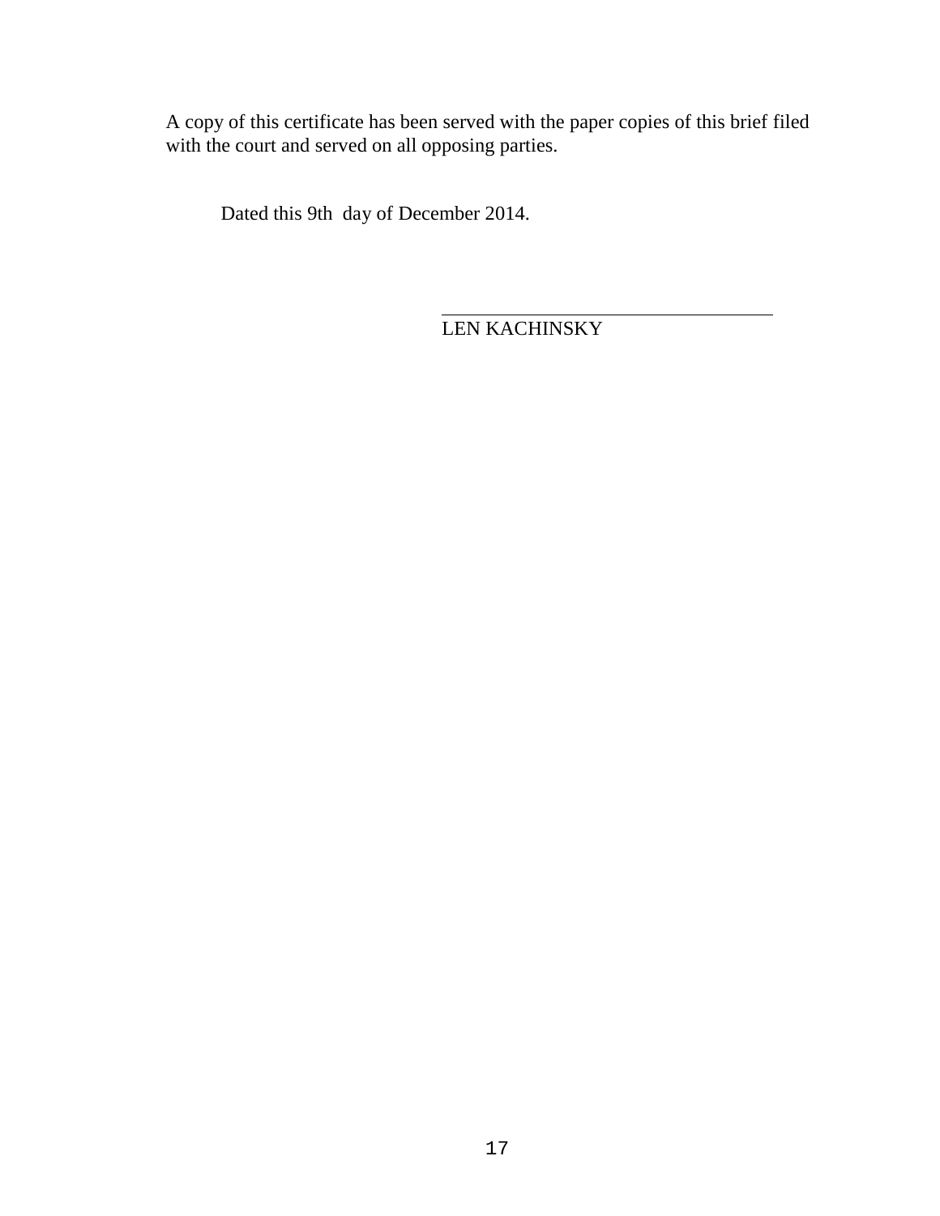A copy of this certificate has been served with the paper copies of this brief filed with the court and served on all opposing parties.

Dated this 9th day of December 2014.

\_\_\_\_\_\_\_\_\_\_\_\_\_\_\_\_\_\_\_\_\_\_\_\_\_\_\_\_\_\_\_\_\_\_\_\_

LEN KACHINSKY